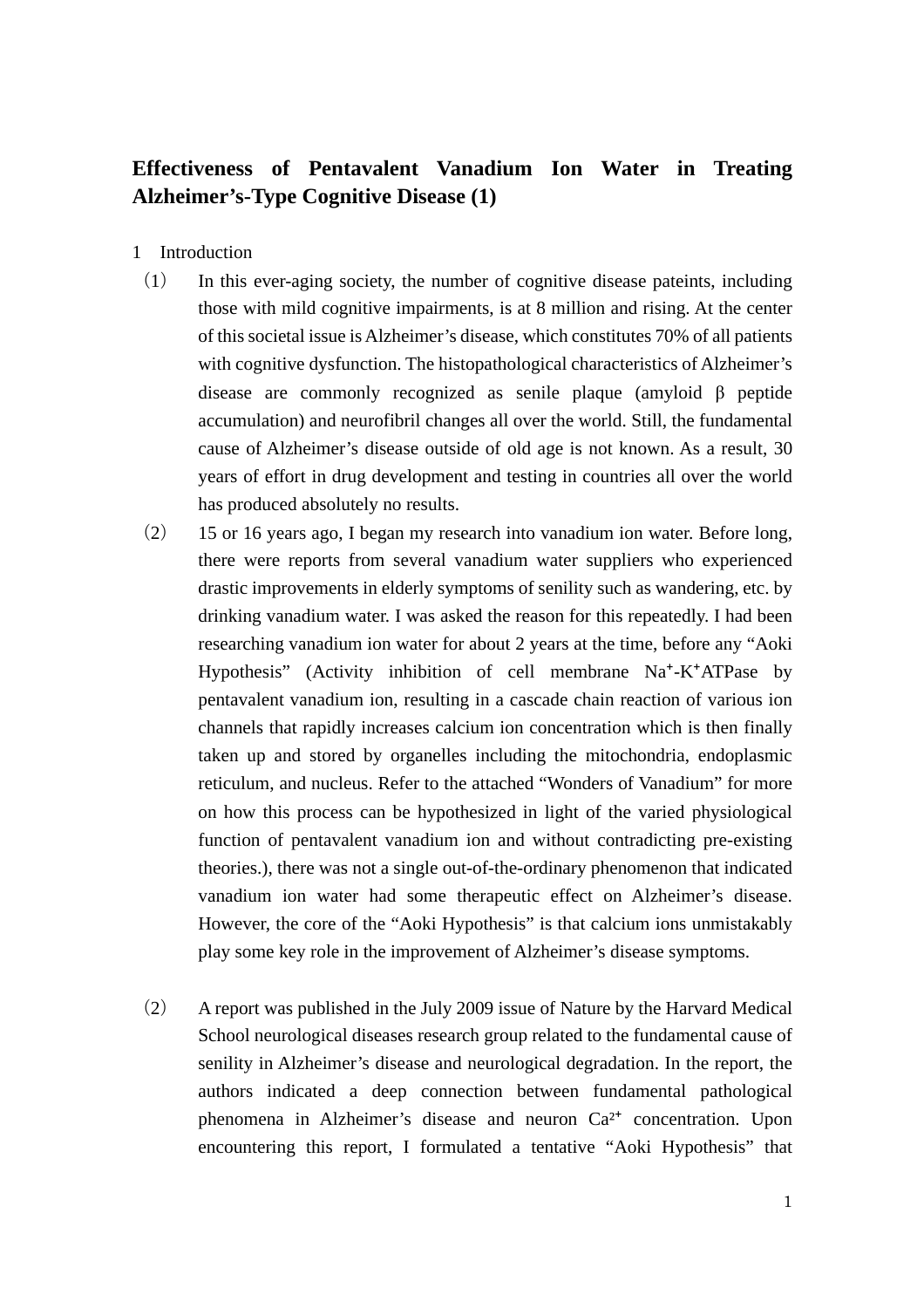# Effectiveness of Pentavalent Vanadium Ion Water in Treating Alzheimer's-Type Cognitive Disease (1)

1　Introduction

（1）　In this ever-aging society, the number of cognitive disease pateints, including those with mild cognitive impairments, is at 8 million and rising. At the center of this societal issue is Alzheimer's disease, which constitutes 70% of all patients with cognitive dysfunction. The histopathological characteristics of Alzheimer's disease are commonly recognized as senile plaque (amyloid β peptide accumulation) and neurofibril changes all over the world. Still, the fundamental cause of Alzheimer's disease outside of old age is not known. As a result, 30 years of effort in drug development and testing in countries all over the world has produced absolutely no results.

（2）　15 or 16 years ago, I began my research into vanadium ion water. Before long, there were reports from several vanadium water suppliers who experienced drastic improvements in elderly symptoms of senility such as wandering, etc. by drinking vanadium water. I was asked the reason for this repeatedly. I had been researching vanadium ion water for about 2 years at the time, before any "Aoki Hypothesis" (Activity inhibition of cell membrane $Na^{+}$-$K^{+}$ATPase by pentavalent vanadium ion, resulting in a cascade chain reaction of various ion channels that rapidly increases calcium ion concentration which is then finally taken up and stored by organelles including the mitochondria, endoplasmic reticulum, and nucleus. Refer to the attached "Wonders of Vanadium" for more on how this process can be hypothesized in light of the varied physiological function of pentavalent vanadium ion and without contradicting pre-existing theories.), there was not a single out-of-the-ordinary phenomenon that indicated vanadium ion water had some therapeutic effect on Alzheimer's disease. However, the core of the "Aoki Hypothesis" is that calcium ions unmistakably play some key role in the improvement of Alzheimer's disease symptoms.

（2）　A report was published in the July 2009 issue of Nature by the Harvard Medical School neurological diseases research group related to the fundamental cause of senility in Alzheimer's disease and neurological degradation. In the report, the authors indicated a deep connection between fundamental pathological phenomena in Alzheimer's disease and neuron $Ca^{2+}$ concentration. Upon encountering this report, I formulated a tentative "Aoki Hypothesis" that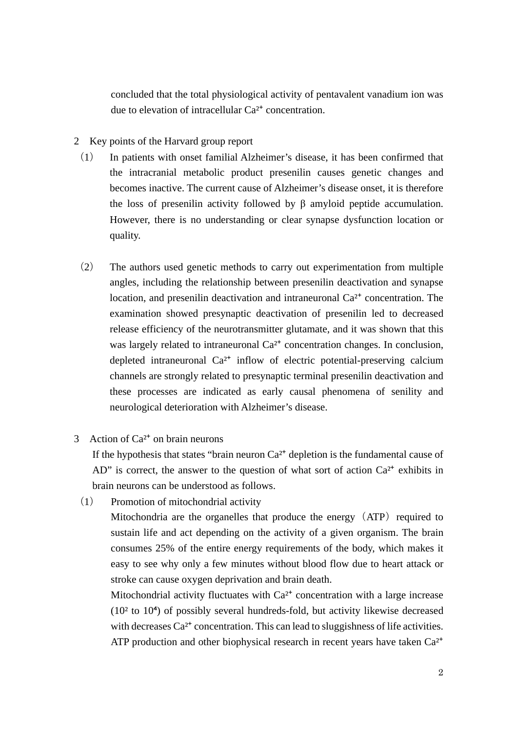concluded that the total physiological activity of pentavalent vanadium ion was due to elevation of intracellular $Ca^{2+}$ concentration.

## 2 Key points of the Harvard group report

（1） In patients with onset familial Alzheimer’s disease, it has been confirmed that the intracranial metabolic product presenilin causes genetic changes and becomes inactive. The current cause of Alzheimer’s disease onset, it is therefore the loss of presenilin activity followed by β amyloid peptide accumulation. However, there is no understanding or clear synapse dysfunction location or quality.

（2） The authors used genetic methods to carry out experimentation from multiple angles, including the relationship between presenilin deactivation and synapse location, and presenilin deactivation and intraneuronal $Ca^{2+}$ concentration. The examination showed presynaptic deactivation of presenilin led to decreased release efficiency of the neurotransmitter glutamate, and it was shown that this was largely related to intraneuronal $Ca^{2+}$ concentration changes. In conclusion, depleted intraneuronal $Ca^{2+}$ inflow of electric potential-preserving calcium channels are strongly related to presynaptic terminal presenilin deactivation and these processes are indicated as early causal phenomena of senility and neurological deterioration with Alzheimer’s disease.

## 3 Action of $Ca^{2+}$ on brain neurons

If the hypothesis that states “brain neuron $Ca^{2+}$ depletion is the fundamental cause of AD” is correct, the answer to the question of what sort of action $Ca^{2+}$ exhibits in brain neurons can be understood as follows.

（1） Promotion of mitochondrial activity

Mitochondria are the organelles that produce the energy（ATP）required to sustain life and act depending on the activity of a given organism. The brain consumes 25% of the entire energy requirements of the body, which makes it easy to see why only a few minutes without blood flow due to heart attack or stroke can cause oxygen deprivation and brain death.

Mitochondrial activity fluctuates with $Ca^{2+}$ concentration with a large increase ($10^2$ to $10^4$) of possibly several hundreds-fold, but activity likewise decreased with decreases $Ca^{2+}$ concentration. This can lead to sluggishness of life activities. ATP production and other biophysical research in recent years have taken $Ca^{2+}$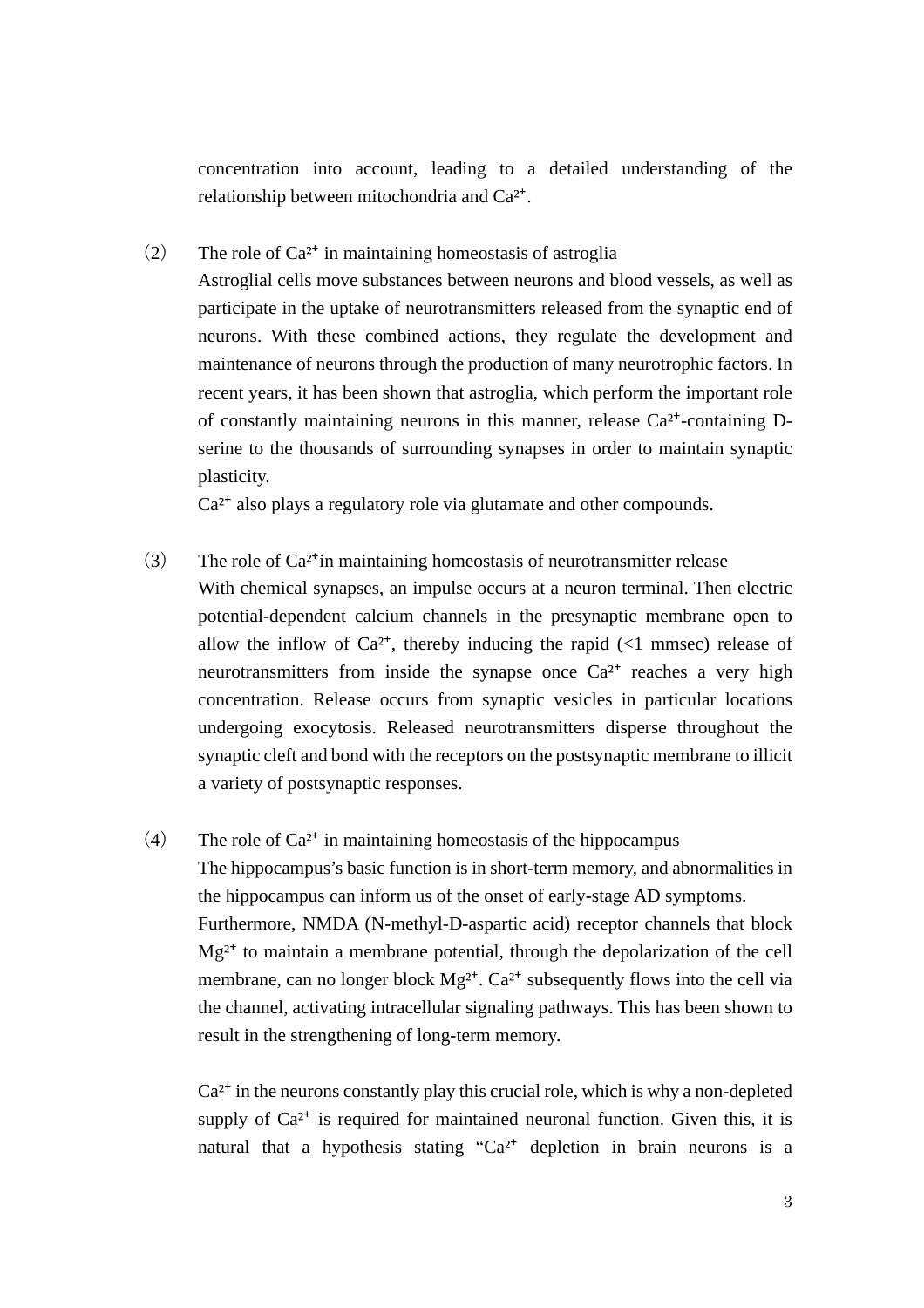concentration into account, leading to a detailed understanding of the relationship between mitochondria and $Ca^{2+}$.

（2） The role of $Ca^{2+}$ in maintaining homeostasis of astroglia

Astroglial cells move substances between neurons and blood vessels, as well as participate in the uptake of neurotransmitters released from the synaptic end of neurons. With these combined actions, they regulate the development and maintenance of neurons through the production of many neurotrophic factors. In recent years, it has been shown that astroglia, which perform the important role of constantly maintaining neurons in this manner, release $Ca^{2+}$-containing D-serine to the thousands of surrounding synapses in order to maintain synaptic plasticity.

$Ca^{2+}$ also plays a regulatory role via glutamate and other compounds.

（3） The role of $Ca^{2+}$in maintaining homeostasis of neurotransmitter release

With chemical synapses, an impulse occurs at a neuron terminal. Then electric potential-dependent calcium channels in the presynaptic membrane open to allow the inflow of $Ca^{2+}$, thereby inducing the rapid (<1 mmsec) release of neurotransmitters from inside the synapse once $Ca^{2+}$ reaches a very high concentration. Release occurs from synaptic vesicles in particular locations undergoing exocytosis. Released neurotransmitters disperse throughout the synaptic cleft and bond with the receptors on the postsynaptic membrane to illicit a variety of postsynaptic responses.

（4） The role of $Ca^{2+}$ in maintaining homeostasis of the hippocampus

The hippocampus's basic function is in short-term memory, and abnormalities in the hippocampus can inform us of the onset of early-stage AD symptoms.

Furthermore, NMDA (N-methyl-D-aspartic acid) receptor channels that block $Mg^{2+}$ to maintain a membrane potential, through the depolarization of the cell membrane, can no longer block $Mg^{2+}$. $Ca^{2+}$ subsequently flows into the cell via the channel, activating intracellular signaling pathways. This has been shown to result in the strengthening of long-term memory.

$Ca^{2+}$ in the neurons constantly play this crucial role, which is why a non-depleted supply of $Ca^{2+}$ is required for maintained neuronal function. Given this, it is natural that a hypothesis stating "$Ca^{2+}$ depletion in brain neurons is a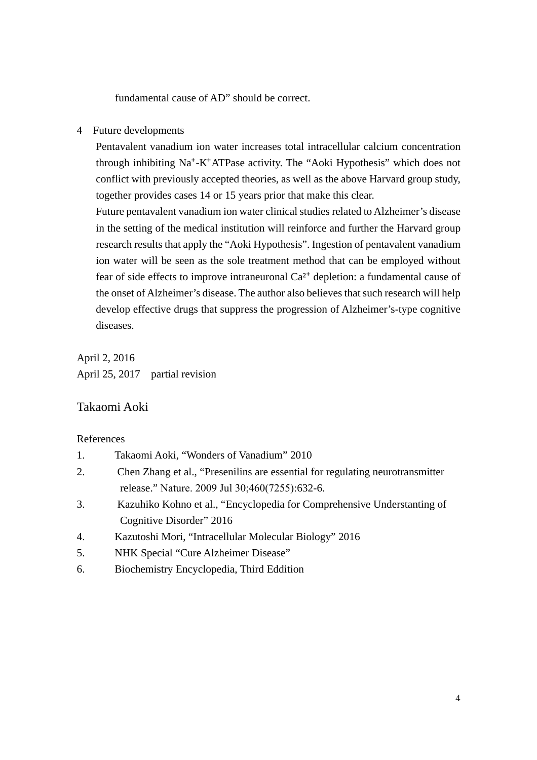fundamental cause of AD" should be correct.

## 4 Future developments

Pentavalent vanadium ion water increases total intracellular calcium concentration through inhibiting $Na^+$-$K^+$ATPase activity. The "Aoki Hypothesis" which does not conflict with previously accepted theories, as well as the above Harvard group study, together provides cases 14 or 15 years prior that make this clear.

Future pentavalent vanadium ion water clinical studies related to Alzheimer's disease in the setting of the medical institution will reinforce and further the Harvard group research results that apply the "Aoki Hypothesis". Ingestion of pentavalent vanadium ion water will be seen as the sole treatment method that can be employed without fear of side effects to improve intraneuronal $Ca^{2+}$ depletion: a fundamental cause of the onset of Alzheimer's disease. The author also believes that such research will help develop effective drugs that suppress the progression of Alzheimer's-type cognitive diseases.

April 2, 2016

April 25, 2017 partial revision

Takaomi Aoki

References

1. Takaomi Aoki, "Wonders of Vanadium" 2010
2. Chen Zhang et al., "Presenilins are essential for regulating neurotransmitter release." Nature. 2009 Jul 30;460(7255):632-6.
3. Kazuhiko Kohno et al., "Encyclopedia for Comprehensive Understanting of Cognitive Disorder" 2016
4. Kazutoshi Mori, "Intracellular Molecular Biology" 2016
5. NHK Special "Cure Alzheimer Disease"
6. Biochemistry Encyclopedia, Third Eddition